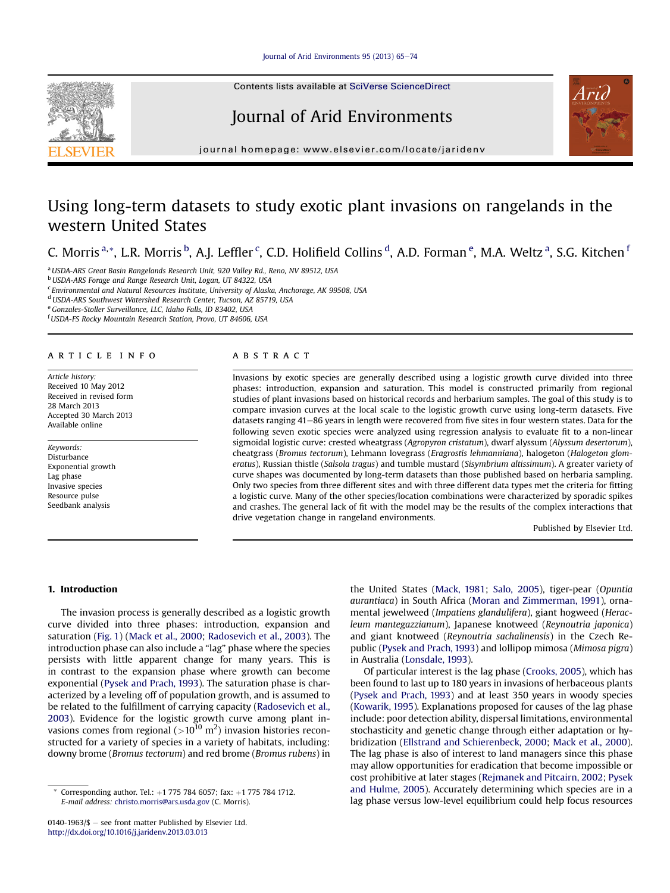# Using long-term datasets to study exotic plant invasions on rangelands in the western United States

C. Morris [a,*], L.R. Morris [b], A.J. Leffler [c], C.D. Holifield Collins [d], A.D. Forman [e], M.A. Weltz [a], S.G. Kitchen [f]

[a] USDA-ARS Great Basin Rangelands Research Unit, 920 Valley Rd., Reno, NV 89512, USA
[b] USDA-ARS Forage and Range Research Unit, Logan, UT 84322, USA
[c] Environmental and Natural Resources Institute, University of Alaska, Anchorage, AK 99508, USA
[d] USDA-ARS Southwest Watershed Research Center, Tucson, AZ 85719, USA
[e] Gonzales-Stoller Surveillance, LLC, Idaho Falls, ID 83402, USA
[f] USDA-FS Rocky Mountain Research Station, Provo, UT 84606, USA

## ARTICLE INFO

*Article history:*
Received 10 May 2012
Received in revised form 28 March 2013
Accepted 30 March 2013
Available online

*Keywords:*
Disturbance
Exponential growth
Lag phase
Invasive species
Resource pulse
Seedbank analysis

## ABSTRACT

Invasions by exotic species are generally described using a logistic growth curve divided into three phases: introduction, expansion and saturation. This model is constructed primarily from regional studies of plant invasions based on historical records and herbarium samples. The goal of this study is to compare invasion curves at the local scale to the logistic growth curve using long-term datasets. Five datasets ranging 41–86 years in length were recovered from five sites in four western states. Data for the following seven exotic species were analyzed using regression analysis to evaluate fit to a non-linear sigmoidal logistic curve: crested wheatgrass (*Agropyron cristatum*), dwarf alyssum (*Alyssum desertorum*), cheatgrass (*Bromus tectorum*), Lehmann lovegrass (*Eragrostis lehmanniana*), halogeton (*Halogeton glomeratus*), Russian thistle (*Salsola tragus*) and tumble mustard (*Sisymbrium altissimum*). A greater variety of curve shapes was documented by long-term datasets than those published based on herbaria sampling. Only two species from three different sites and with three different data types met the criteria for fitting a logistic curve. Many of the other species/location combinations were characterized by sporadic spikes and crashes. The general lack of fit with the model may be the results of the complex interactions that drive vegetation change in rangeland environments.

Published by Elsevier Ltd.

## 1. Introduction

The invasion process is generally described as a logistic growth curve divided into three phases: introduction, expansion and saturation (Fig. 1) (Mack et al., 2000; Radosevich et al., 2003). The introduction phase can also include a "lag" phase where the species persists with little apparent change for many years. This is in contrast to the expansion phase where growth can become exponential (Pysek and Prach, 1993). The saturation phase is characterized by a leveling off of population growth, and is assumed to be related to the fulfillment of carrying capacity (Radosevich et al., 2003). Evidence for the logistic growth curve among plant invasions comes from regional ($>10^{10}$ m$^2$) invasion histories reconstructed for a variety of species in a variety of habitats, including: downy brome (*Bromus tectorum*) and red brome (*Bromus rubens*) in the United States (Mack, 1981; Salo, 2005), tiger-pear (*Opuntia aurantiaca*) in South Africa (Moran and Zimmerman, 1991), ornamental jewelweed (*Impatiens glandulifera*), giant hogweed (*Heracleum mantegazzianum*), Japanese knotweed (*Reynoutria japonica*) and giant knotweed (*Reynoutria sachalinensis*) in the Czech Republic (Pysek and Prach, 1993) and lollipop mimosa (*Mimosa pigra*) in Australia (Lonsdale, 1993).

Of particular interest is the lag phase (Crooks, 2005), which has been found to last up to 180 years in invasions of herbaceous plants (Pysek and Prach, 1993) and at least 350 years in woody species (Kowarik, 1995). Explanations proposed for causes of the lag phase include: poor detection ability, dispersal limitations, environmental stochasticity and genetic change through either adaptation or hybridization (Ellstrand and Schierenbeck, 2000; Mack et al., 2000). The lag phase is also of interest to land managers since this phase may allow opportunities for eradication that become impossible or cost prohibitive at later stages (Rejmanek and Pitcairn, 2002; Pysek and Hulme, 2005). Accurately determining which species are in a lag phase versus low-level equilibrium could help focus resources

\* Corresponding author. Tel.: +1 775 784 6057; fax: +1 775 784 1712.
E-mail address: christo.morris@ars.usda.gov (C. Morris).

0140-1963/$ – see front matter Published by Elsevier Ltd.
http://dx.doi.org/10.1016/j.jaridenv.2013.03.013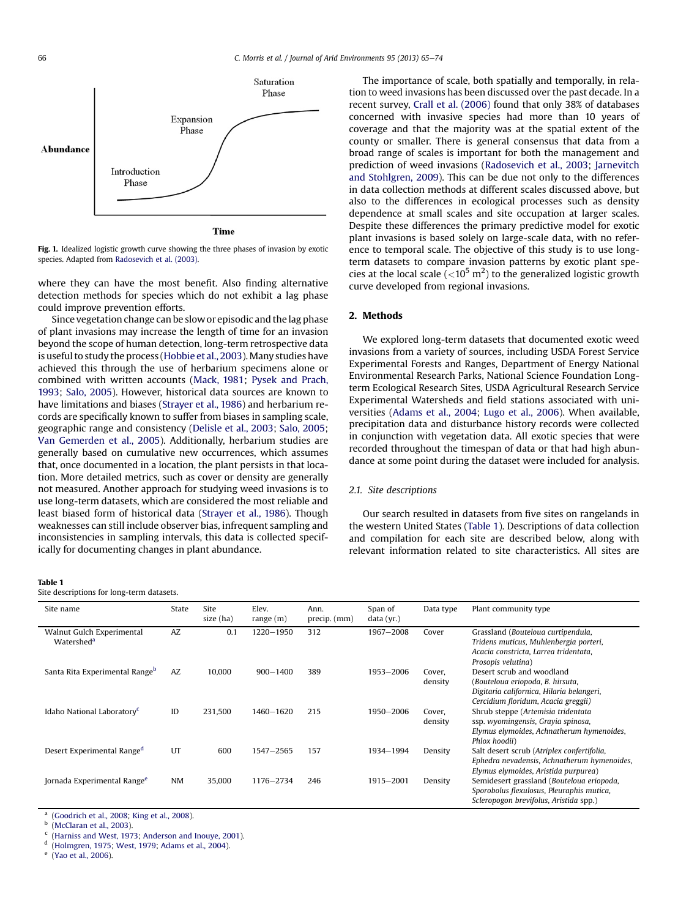Fig. 1. Idealized logistic growth curve showing the three phases of invasion by exotic species. Adapted from Radosevich et al. (2003).

where they can have the most benefit. Also finding alternative detection methods for species which do not exhibit a lag phase could improve prevention efforts.

Since vegetation change can be slow or episodic and the lag phase of plant invasions may increase the length of time for an invasion beyond the scope of human detection, long-term retrospective data is useful to study the process (Hobbie et al., 2003). Many studies have achieved this through the use of herbarium specimens alone or combined with written accounts (Mack, 1981; Pysek and Prach, 1993; Salo, 2005). However, historical data sources are known to have limitations and biases (Strayer et al., 1986) and herbarium records are specifically known to suffer from biases in sampling scale, geographic range and consistency (Delisle et al., 2003; Salo, 2005; Van Gemerden et al., 2005). Additionally, herbarium studies are generally based on cumulative new occurrences, which assumes that, once documented in a location, the plant persists in that location. More detailed metrics, such as cover or density are generally not measured. Another approach for studying weed invasions is to use long-term datasets, which are considered the most reliable and least biased form of historical data (Strayer et al., 1986). Though weaknesses can still include observer bias, infrequent sampling and inconsistencies in sampling intervals, this data is collected specifically for documenting changes in plant abundance.

The importance of scale, both spatially and temporally, in relation to weed invasions has been discussed over the past decade. In a recent survey, Crall et al. (2006) found that only 38% of databases concerned with invasive species had more than 10 years of coverage and that the majority was at the spatial extent of the county or smaller. There is general consensus that data from a broad range of scales is important for both the management and prediction of weed invasions (Radosevich et al., 2003; Jarnevitch and Stohlgren, 2009). This can be due not only to the differences in data collection methods at different scales discussed above, but also to the differences in ecological processes such as density dependence at small scales and site occupation at larger scales. Despite these differences the primary predictive model for exotic plant invasions is based solely on large-scale data, with no reference to temporal scale. The objective of this study is to use long-term datasets to compare invasion patterns by exotic plant species at the local scale ($<10^5$ m$^2$) to the generalized logistic growth curve developed from regional invasions.

## 2. Methods

We explored long-term datasets that documented exotic weed invasions from a variety of sources, including USDA Forest Service Experimental Forests and Ranges, Department of Energy National Environmental Research Parks, National Science Foundation Long-term Ecological Research Sites, USDA Agricultural Research Service Experimental Watersheds and field stations associated with universities (Adams et al., 2004; Lugo et al., 2006). When available, precipitation data and disturbance history records were collected in conjunction with vegetation data. All exotic species that were recorded throughout the timespan of data or that had high abundance at some point during the dataset were included for analysis.

### 2.1. Site descriptions

Our search resulted in datasets from five sites on rangelands in the western United States (Table 1). Descriptions of data collection and compilation for each site are described below, along with relevant information related to site characteristics. All sites are

**Table 1**
Site descriptions for long-term datasets.

| Site name | State | Site size (ha) | Elev. range (m) | Ann. precip. (mm) | Span of data (yr.) | Data type | Plant community type |
|---|---|---|---|---|---|---|---|
| Walnut Gulch Experimental Watershed[a] | AZ | 0.1 | 1220–1950 | 312 | 1967–2008 | Cover | Grassland (*Bouteloua curtipendula, Tridens muticus, Muhlenbergia porteri, Acacia constricta, Larrea tridentata, Prosopis velutina*) |
| Santa Rita Experimental Range[b] | AZ | 10,000 | 900–1400 | 389 | 1953–2006 | Cover, density | Desert scrub and woodland (*Bouteloua eriopoda, B. hirsuta, Digitaria californica, Hilaria belangeri, Cercidium floridum, Acacia greggii*) |
| Idaho National Laboratory[c] | ID | 231,500 | 1460–1620 | 215 | 1950–2006 | Cover, density | Shrub steppe (*Artemisia tridentata* ssp. *wyomingensis, Grayia spinosa, Elymus elymoides, Achnatherum hymenoides, Phlox hoodii*) |
| Desert Experimental Range[d] | UT | 600 | 1547–2565 | 157 | 1934–1994 | Density | Salt desert scrub (*Atriplex confertifolia, Ephedra nevadensis, Achnatherum hymenoides, Elymus elymoides, Aristida purpurea*) |
| Jornada Experimental Range[e] | NM | 35,000 | 1176–2734 | 246 | 1915–2001 | Density | Semidesert grassland (*Bouteloua eriopoda, Sporobolus flexulosus, Pleuraphis mutica, Scleropogon brevifolus, Aristida* spp.) |

[a] (Goodrich et al., 2008; King et al., 2008).
[b] (McClaran et al., 2003).
[c] (Harniss and West, 1973; Anderson and Inouye, 2001).
[d] (Holmgren, 1975; West, 1979; Adams et al., 2004).
[e] (Yao et al., 2006).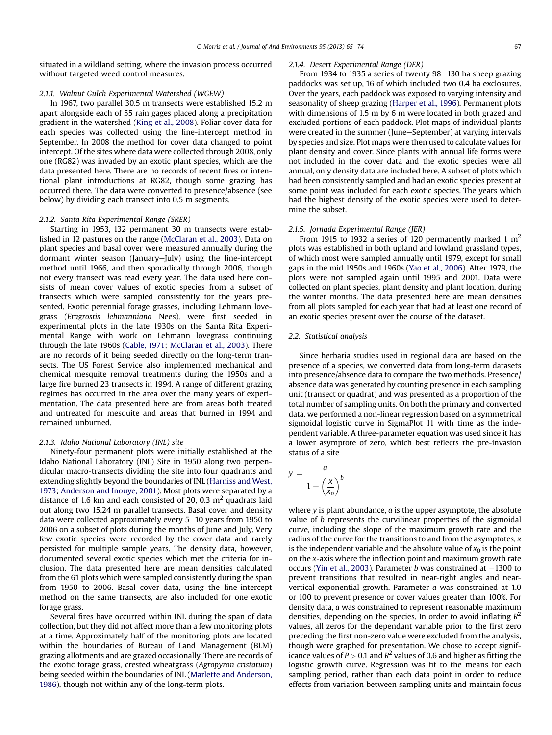situated in a wildland setting, where the invasion process occurred without targeted weed control measures.

### 2.1.1. Walnut Gulch Experimental Watershed (WGEW)

In 1967, two parallel 30.5 m transects were established 15.2 m apart alongside each of 55 rain gages placed along a precipitation gradient in the watershed (King et al., 2008). Foliar cover data for each species was collected using the line-intercept method in September. In 2008 the method for cover data changed to point intercept. Of the sites where data were collected through 2008, only one (RG82) was invaded by an exotic plant species, which are the data presented here. There are no records of recent fires or intentional plant introductions at RG82, though some grazing has occurred there. The data were converted to presence/absence (see below) by dividing each transect into 0.5 m segments.

### 2.1.2. Santa Rita Experimental Range (SRER)

Starting in 1953, 132 permanent 30 m transects were established in 12 pastures on the range (McClaran et al., 2003). Data on plant species and basal cover were measured annually during the dormant winter season (January–July) using the line-intercept method until 1966, and then sporadically through 2006, though not every transect was read every year. The data used here consists of mean cover values of exotic species from a subset of transects which were sampled consistently for the years presented. Exotic perennial forage grasses, including Lehmann lovegrass (*Eragrostis lehmanniana* Nees), were first seeded in experimental plots in the late 1930s on the Santa Rita Experimental Range with work on Lehmann lovegrass continuing through the late 1960s (Cable, 1971; McClaran et al., 2003). There are no records of it being seeded directly on the long-term transects. The US Forest Service also implemented mechanical and chemical mesquite removal treatments during the 1950s and a large fire burned 23 transects in 1994. A range of different grazing regimes has occurred in the area over the many years of experimentation. The data presented here are from areas both treated and untreated for mesquite and areas that burned in 1994 and remained unburned.

### 2.1.3. Idaho National Laboratory (INL) site

Ninety-four permanent plots were initially established at the Idaho National Laboratory (INL) Site in 1950 along two perpendicular macro-transects dividing the site into four quadrants and extending slightly beyond the boundaries of INL (Harniss and West, 1973; Anderson and Inouye, 2001). Most plots were separated by a distance of 1.6 km and each consisted of 20, 0.3 m$^2$ quadrats laid out along two 15.24 m parallel transects. Basal cover and density data were collected approximately every 5–10 years from 1950 to 2006 on a subset of plots during the months of June and July. Very few exotic species were recorded by the cover data and rarely persisted for multiple sample years. The density data, however, documented several exotic species which met the criteria for inclusion. The data presented here are mean densities calculated from the 61 plots which were sampled consistently during the span from 1950 to 2006. Basal cover data, using the line-intercept method on the same transects, are also included for one exotic forage grass.

Several fires have occurred within INL during the span of data collection, but they did not affect more than a few monitoring plots at a time. Approximately half of the monitoring plots are located within the boundaries of Bureau of Land Management (BLM) grazing allotments and are grazed occasionally. There are records of the exotic forage grass, crested wheatgrass (*Agropyron cristatum*) being seeded within the boundaries of INL (Marlette and Anderson, 1986), though not within any of the long-term plots.

### 2.1.4. Desert Experimental Range (DER)

From 1934 to 1935 a series of twenty 98–130 ha sheep grazing paddocks was set up, 16 of which included two 0.4 ha exclosures. Over the years, each paddock was exposed to varying intensity and seasonality of sheep grazing (Harper et al., 1996). Permanent plots with dimensions of 1.5 m by 6 m were located in both grazed and excluded portions of each paddock. Plot maps of individual plants were created in the summer (June–September) at varying intervals by species and size. Plot maps were then used to calculate values for plant density and cover. Since plants with annual life forms were not included in the cover data and the exotic species were all annual, only density data are included here. A subset of plots which had been consistently sampled and had an exotic species present at some point was included for each exotic species. The years which had the highest density of the exotic species were used to determine the subset.

### 2.1.5. Jornada Experimental Range (JER)

From 1915 to 1932 a series of 120 permanently marked 1 m$^2$ plots was established in both upland and lowland grassland types, of which most were sampled annually until 1979, except for small gaps in the mid 1950s and 1960s (Yao et al., 2006). After 1979, the plots were not sampled again until 1995 and 2001. Data were collected on plant species, plant density and plant location, during the winter months. The data presented here are mean densities from all plots sampled for each year that had at least one record of an exotic species present over the course of the dataset.

## 2.2. Statistical analysis

Since herbaria studies used in regional data are based on the presence of a species, we converted data from long-term datasets into presence/absence data to compare the two methods. Presence/absence data was generated by counting presence in each sampling unit (transect or quadrat) and was presented as a proportion of the total number of sampling units. On both the primary and converted data, we performed a non-linear regression based on a symmetrical sigmoidal logistic curve in SigmaPlot 11 with time as the independent variable. A three-parameter equation was used since it has a lower asymptote of zero, which best reflects the pre-invasion status of a site

$$y = \frac{a}{1 + \left(\frac{x}{x_o}\right)^b}$$

where $y$ is plant abundance, $a$ is the upper asymptote, the absolute value of $b$ represents the curvilinear properties of the sigmoidal curve, including the slope of the maximum growth rate and the radius of the curve for the transitions to and from the asymptotes, $x$ is the independent variable and the absolute value of $x_0$ is the point on the $x$-axis where the inflection point and maximum growth rate occurs (Yin et al., 2003). Parameter $b$ was constrained at $-1300$ to prevent transitions that resulted in near-right angles and near-vertical exponential growth. Parameter $a$ was constrained at 1.0 or 100 to prevent presence or cover values greater than 100%. For density data, $a$ was constrained to represent reasonable maximum densities, depending on the species. In order to avoid inflating $R^2$ values, all zeros for the dependant variable prior to the first zero preceding the first non-zero value were excluded from the analysis, though were graphed for presentation. We chose to accept significance values of $P > 0.1$ and $R^2$ values of 0.6 and higher as fitting the logistic growth curve. Regression was fit to the means for each sampling period, rather than each data point in order to reduce effects from variation between sampling units and maintain focus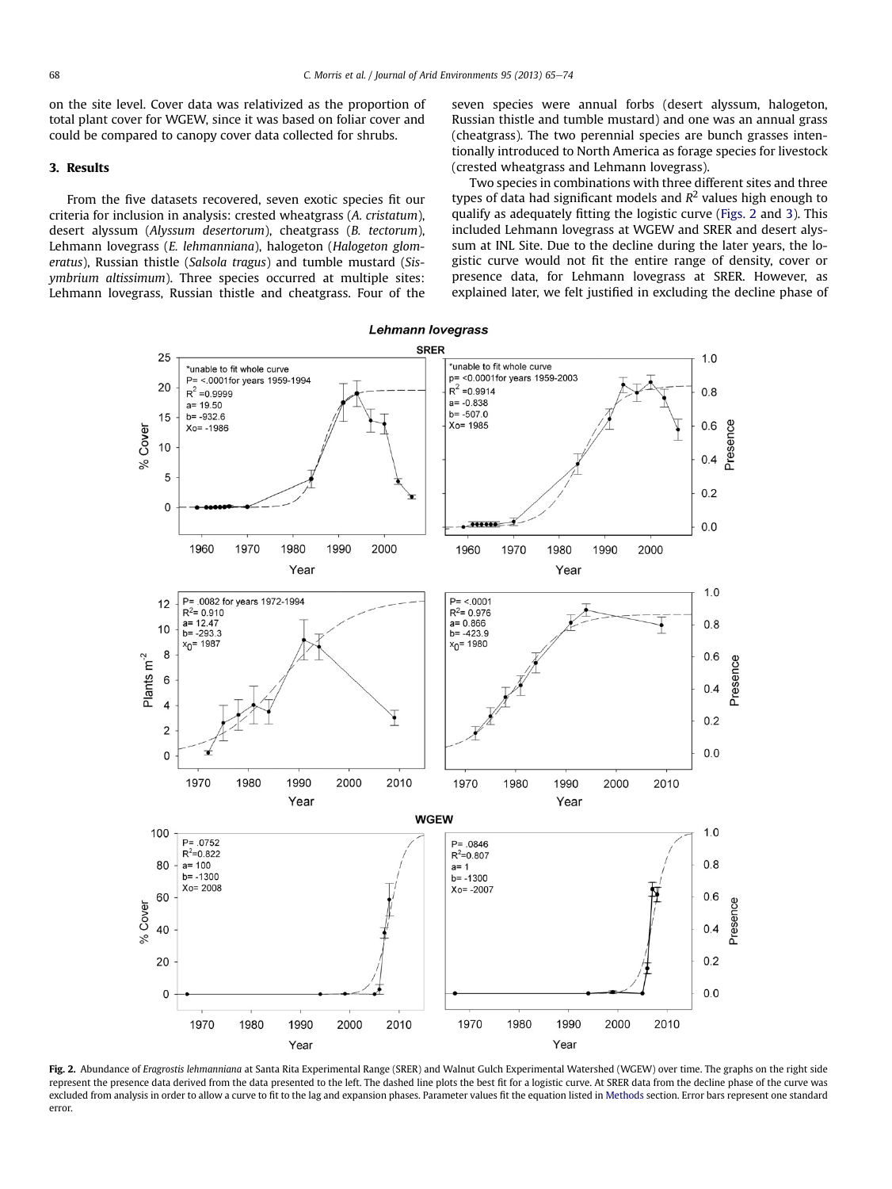on the site level. Cover data was relativized as the proportion of total plant cover for WGEW, since it was based on foliar cover and could be compared to canopy cover data collected for shrubs.

## 3. Results

From the five datasets recovered, seven exotic species fit our criteria for inclusion in analysis: crested wheatgrass (*A. cristatum*), desert alyssum (*Alyssum desertorum*), cheatgrass (*B. tectorum*), Lehmann lovegrass (*E. lehmanniana*), halogeton (*Halogeton glomeratus*), Russian thistle (*Salsola tragus*) and tumble mustard (*Sisymbrium altissimum*). Three species occurred at multiple sites: Lehmann lovegrass, Russian thistle and cheatgrass. Four of the seven species were annual forbs (desert alyssum, halogeton, Russian thistle and tumble mustard) and one was an annual grass (cheatgrass). The two perennial species are bunch grasses intentionally introduced to North America as forage species for livestock (crested wheatgrass and Lehmann lovegrass).

Two species in combinations with three different sites and three types of data had significant models and $R^2$ values high enough to qualify as adequately fitting the logistic curve (Figs. 2 and 3). This included Lehmann lovegrass at WGEW and SRER and desert alyssum at INL Site. Due to the decline during the later years, the logistic curve would not fit the entire range of density, cover or presence data, for Lehmann lovegrass at SRER. However, as explained later, we felt justified in excluding the decline phase of

**Fig. 2.** Abundance of *Eragrostis lehmanniana* at Santa Rita Experimental Range (SRER) and Walnut Gulch Experimental Watershed (WGEW) over time. The graphs on the right side represent the presence data derived from the data presented to the left. The dashed line plots the best fit for a logistic curve. At SRER data from the decline phase of the curve was excluded from analysis in order to allow a curve to fit to the lag and expansion phases. Parameter values fit the equation listed in Methods section. Error bars represent one standard error.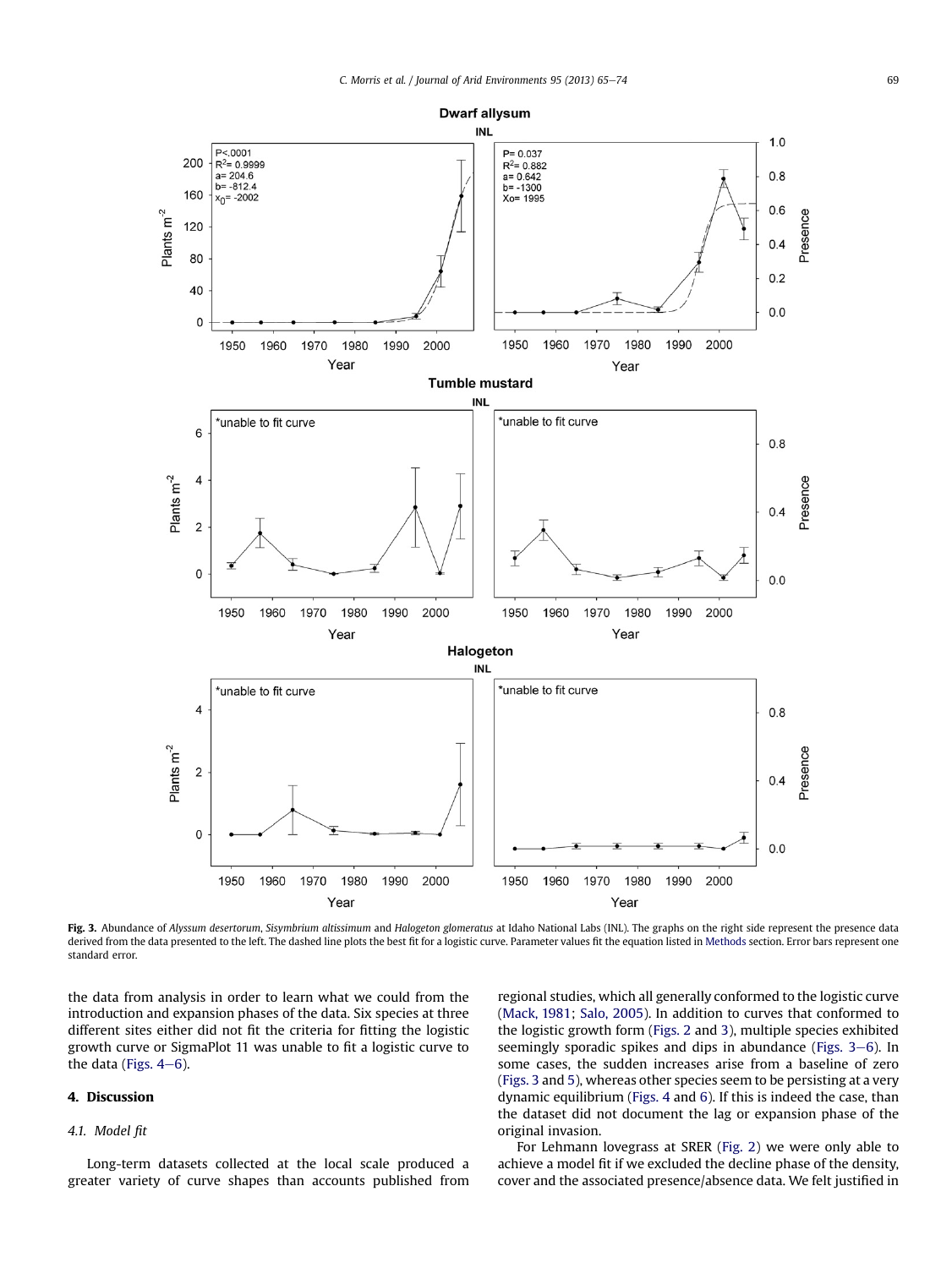Fig. 3. Abundance of *Alyssum desertorum*, *Sisymbrium altissimum* and *Halogeton glomeratus* at Idaho National Labs (INL). The graphs on the right side represent the presence data derived from the data presented to the left. The dashed line plots the best fit for a logistic curve. Parameter values fit the equation listed in Methods section. Error bars represent one standard error.

the data from analysis in order to learn what we could from the introduction and expansion phases of the data. Six species at three different sites either did not fit the criteria for fitting the logistic growth curve or SigmaPlot 11 was unable to fit a logistic curve to the data (Figs. 4–6).

## 4. Discussion

### 4.1. Model fit

Long-term datasets collected at the local scale produced a greater variety of curve shapes than accounts published from regional studies, which all generally conformed to the logistic curve (Mack, 1981; Salo, 2005). In addition to curves that conformed to the logistic growth form (Figs. 2 and 3), multiple species exhibited seemingly sporadic spikes and dips in abundance (Figs. 3–6). In some cases, the sudden increases arise from a baseline of zero (Figs. 3 and 5), whereas other species seem to be persisting at a very dynamic equilibrium (Figs. 4 and 6). If this is indeed the case, than the dataset did not document the lag or expansion phase of the original invasion.

For Lehmann lovegrass at SRER (Fig. 2) we were only able to achieve a model fit if we excluded the decline phase of the density, cover and the associated presence/absence data. We felt justified in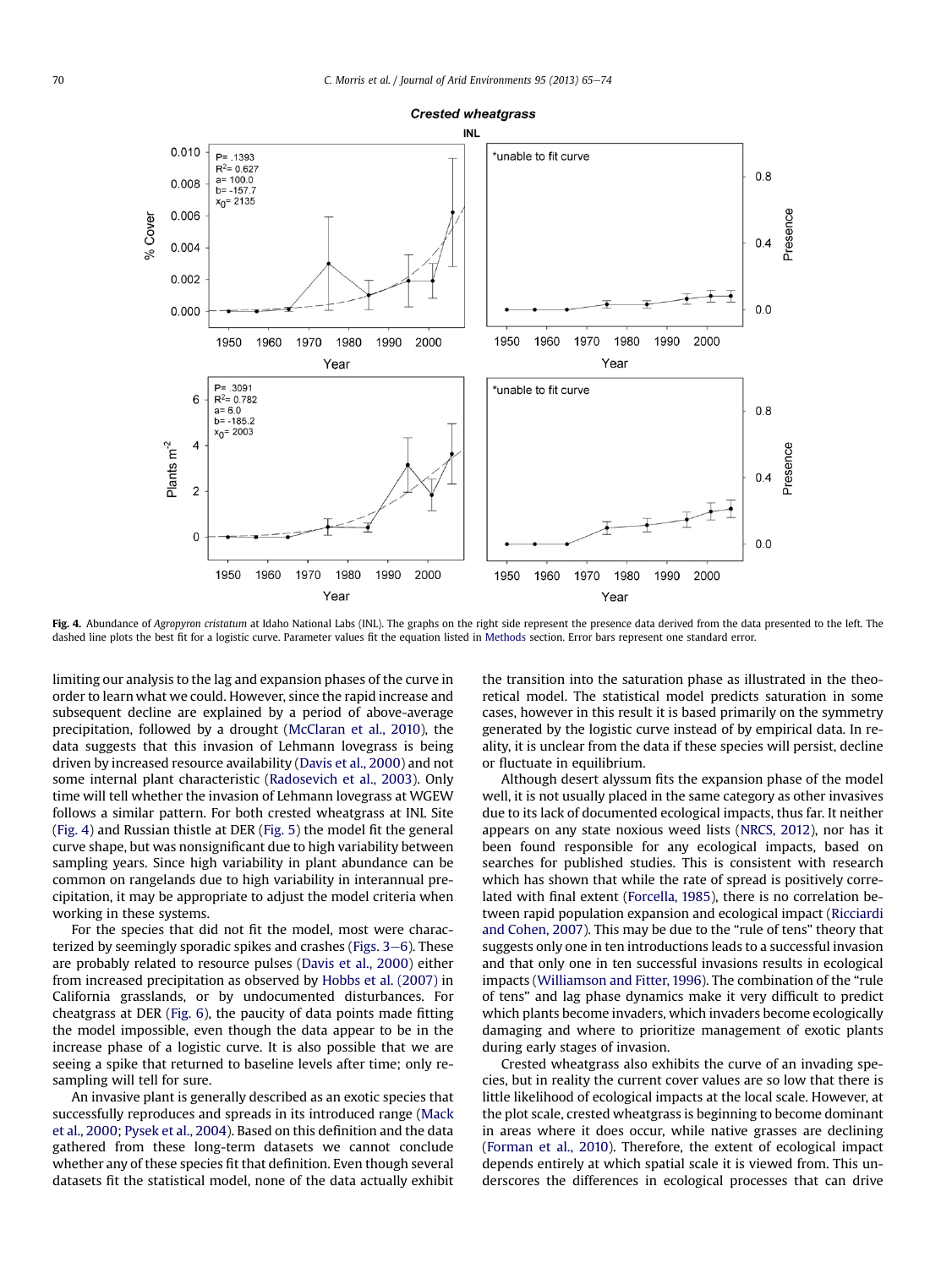**Fig. 4.** Abundance of *Agropyron cristatum* at Idaho National Labs (INL). The graphs on the right side represent the presence data derived from the data presented to the left. The dashed line plots the best fit for a logistic curve. Parameter values fit the equation listed in Methods section. Error bars represent one standard error.

limiting our analysis to the lag and expansion phases of the curve in order to learn what we could. However, since the rapid increase and subsequent decline are explained by a period of above-average precipitation, followed by a drought (McClaran et al., 2010), the data suggests that this invasion of Lehmann lovegrass is being driven by increased resource availability (Davis et al., 2000) and not some internal plant characteristic (Radosevich et al., 2003). Only time will tell whether the invasion of Lehmann lovegrass at WGEW follows a similar pattern. For both crested wheatgrass at INL Site (Fig. 4) and Russian thistle at DER (Fig. 5) the model fit the general curve shape, but was nonsignificant due to high variability between sampling years. Since high variability in plant abundance can be common on rangelands due to high variability in interannual precipitation, it may be appropriate to adjust the model criteria when working in these systems.

For the species that did not fit the model, most were characterized by seemingly sporadic spikes and crashes (Figs. 3–6). These are probably related to resource pulses (Davis et al., 2000) either from increased precipitation as observed by Hobbs et al. (2007) in California grasslands, or by undocumented disturbances. For cheatgrass at DER (Fig. 6), the paucity of data points made fitting the model impossible, even though the data appear to be in the increase phase of a logistic curve. It is also possible that we are seeing a spike that returned to baseline levels after time; only re-sampling will tell for sure.

An invasive plant is generally described as an exotic species that successfully reproduces and spreads in its introduced range (Mack et al., 2000; Pysek et al., 2004). Based on this definition and the data gathered from these long-term datasets we cannot conclude whether any of these species fit that definition. Even though several datasets fit the statistical model, none of the data actually exhibit the transition into the saturation phase as illustrated in the theoretical model. The statistical model predicts saturation in some cases, however in this result it is based primarily on the symmetry generated by the logistic curve instead of by empirical data. In reality, it is unclear from the data if these species will persist, decline or fluctuate in equilibrium.

Although desert alyssum fits the expansion phase of the model well, it is not usually placed in the same category as other invasives due to its lack of documented ecological impacts, thus far. It neither appears on any state noxious weed lists (NRCS, 2012), nor has it been found responsible for any ecological impacts, based on searches for published studies. This is consistent with research which has shown that while the rate of spread is positively correlated with final extent (Forcella, 1985), there is no correlation between rapid population expansion and ecological impact (Ricciardi and Cohen, 2007). This may be due to the "rule of tens" theory that suggests only one in ten introductions leads to a successful invasion and that only one in ten successful invasions results in ecological impacts (Williamson and Fitter, 1996). The combination of the "rule of tens" and lag phase dynamics make it very difficult to predict which plants become invaders, which invaders become ecologically damaging and where to prioritize management of exotic plants during early stages of invasion.

Crested wheatgrass also exhibits the curve of an invading species, but in reality the current cover values are so low that there is little likelihood of ecological impacts at the local scale. However, at the plot scale, crested wheatgrass is beginning to become dominant in areas where it does occur, while native grasses are declining (Forman et al., 2010). Therefore, the extent of ecological impact depends entirely at which spatial scale it is viewed from. This underscores the differences in ecological processes that can drive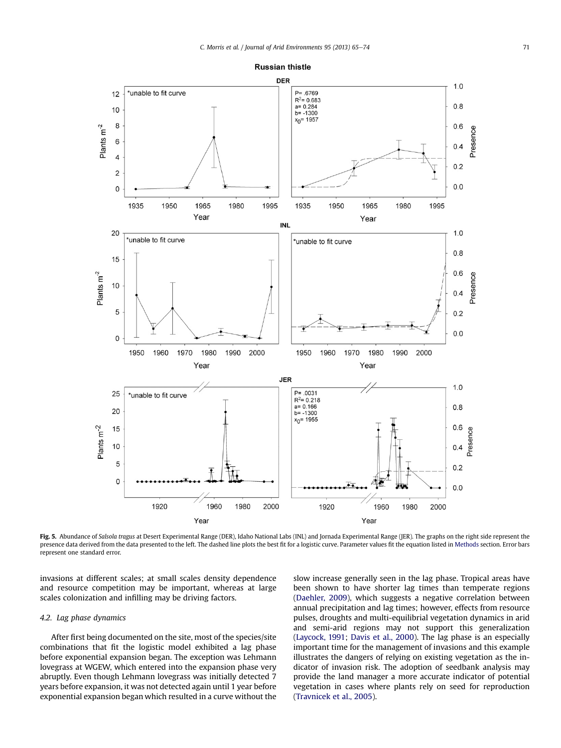**Fig. 5.** Abundance of *Salsola tragus* at Desert Experimental Range (DER), Idaho National Labs (INL) and Jornada Experimental Range (JER). The graphs on the right side represent the presence data derived from the data presented to the left. The dashed line plots the best fit for a logistic curve. Parameter values fit the equation listed in Methods section. Error bars represent one standard error.

invasions at different scales; at small scales density dependence and resource competition may be important, whereas at large scales colonization and infilling may be driving factors.

### 4.2. Lag phase dynamics

After first being documented on the site, most of the species/site combinations that fit the logistic model exhibited a lag phase before exponential expansion began. The exception was Lehmann lovegrass at WGEW, which entered into the expansion phase very abruptly. Even though Lehmann lovegrass was initially detected 7 years before expansion, it was not detected again until 1 year before exponential expansion began which resulted in a curve without the slow increase generally seen in the lag phase. Tropical areas have been shown to have shorter lag times than temperate regions (Daehler, 2009), which suggests a negative correlation between annual precipitation and lag times; however, effects from resource pulses, droughts and multi-equilibrial vegetation dynamics in arid and semi-arid regions may not support this generalization (Laycock, 1991; Davis et al., 2000). The lag phase is an especially important time for the management of invasions and this example illustrates the dangers of relying on existing vegetation as the indicator of invasion risk. The adoption of seedbank analysis may provide the land manager a more accurate indicator of potential vegetation in cases where plants rely on seed for reproduction (Travnicek et al., 2005).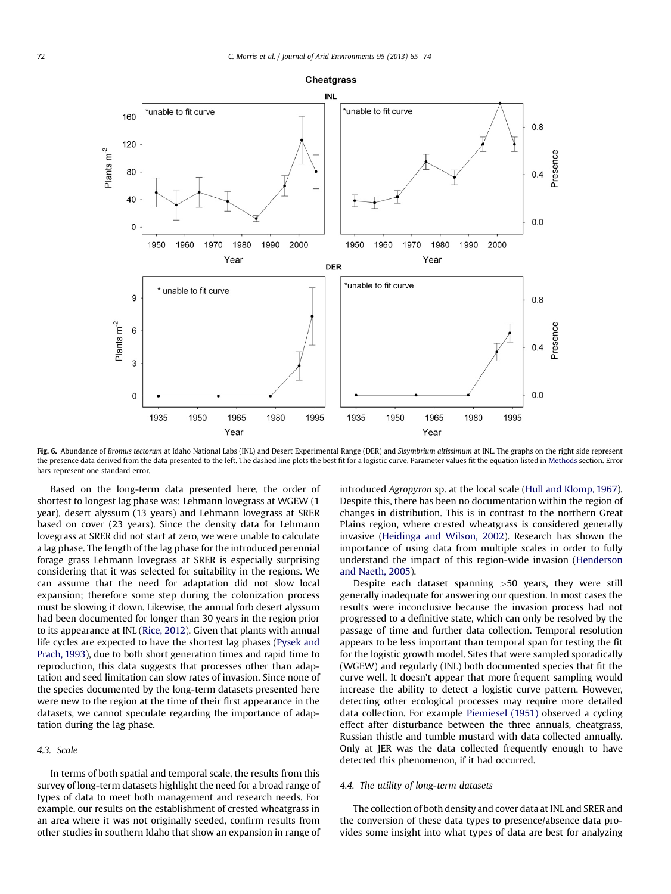**Fig. 6.** Abundance of *Bromus tectorum* at Idaho National Labs (INL) and Desert Experimental Range (DER) and *Sisymbrium altissimum* at INL. The graphs on the right side represent the presence data derived from the data presented to the left. The dashed line plots the best fit for a logistic curve. Parameter values fit the equation listed in Methods section. Error bars represent one standard error.

Based on the long-term data presented here, the order of shortest to longest lag phase was: Lehmann lovegrass at WGEW (1 year), desert alyssum (13 years) and Lehmann lovegrass at SRER based on cover (23 years). Since the density data for Lehmann lovegrass at SRER did not start at zero, we were unable to calculate a lag phase. The length of the lag phase for the introduced perennial forage grass Lehmann lovegrass at SRER is especially surprising considering that it was selected for suitability in the regions. We can assume that the need for adaptation did not slow local expansion; therefore some step during the colonization process must be slowing it down. Likewise, the annual forb desert alyssum had been documented for longer than 30 years in the region prior to its appearance at INL (Rice, 2012). Given that plants with annual life cycles are expected to have the shortest lag phases (Pysek and Prach, 1993), due to both short generation times and rapid time to reproduction, this data suggests that processes other than adaptation and seed limitation can slow rates of invasion. Since none of the species documented by the long-term datasets presented here were new to the region at the time of their first appearance in the datasets, we cannot speculate regarding the importance of adaptation during the lag phase.

### 4.3. Scale

In terms of both spatial and temporal scale, the results from this survey of long-term datasets highlight the need for a broad range of types of data to meet both management and research needs. For example, our results on the establishment of crested wheatgrass in an area where it was not originally seeded, confirm results from other studies in southern Idaho that show an expansion in range of introduced *Agropyron* sp. at the local scale (Hull and Klomp, 1967). Despite this, there has been no documentation within the region of changes in distribution. This is in contrast to the northern Great Plains region, where crested wheatgrass is considered generally invasive (Heidinga and Wilson, 2002). Research has shown the importance of using data from multiple scales in order to fully understand the impact of this region-wide invasion (Henderson and Naeth, 2005).

Despite each dataset spanning >50 years, they were still generally inadequate for answering our question. In most cases the results were inconclusive because the invasion process had not progressed to a definitive state, which can only be resolved by the passage of time and further data collection. Temporal resolution appears to be less important than temporal span for testing the fit for the logistic growth model. Sites that were sampled sporadically (WGEW) and regularly (INL) both documented species that fit the curve well. It doesn't appear that more frequent sampling would increase the ability to detect a logistic curve pattern. However, detecting other ecological processes may require more detailed data collection. For example Piemiesel (1951) observed a cycling effect after disturbance between the three annuals, cheatgrass, Russian thistle and tumble mustard with data collected annually. Only at JER was the data collected frequently enough to have detected this phenomenon, if it had occurred.

### 4.4. The utility of long-term datasets

The collection of both density and cover data at INL and SRER and the conversion of these data types to presence/absence data provides some insight into what types of data are best for analyzing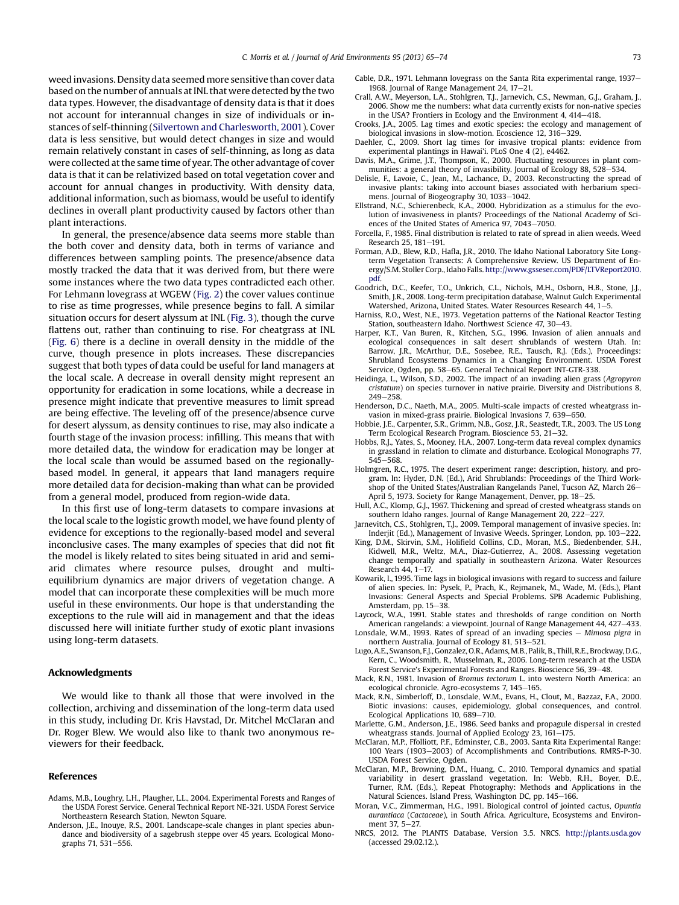weed invasions. Density data seemed more sensitive than cover data based on the number of annuals at INL that were detected by the two data types. However, the disadvantage of density data is that it does not account for interannual changes in size of individuals or instances of self-thinning (Silvertown and Charlesworth, 2001). Cover data is less sensitive, but would detect changes in size and would remain relatively constant in cases of self-thinning, as long as data were collected at the same time of year. The other advantage of cover data is that it can be relativized based on total vegetation cover and account for annual changes in productivity. With density data, additional information, such as biomass, would be useful to identify declines in overall plant productivity caused by factors other than plant interactions.

In general, the presence/absence data seems more stable than the both cover and density data, both in terms of variance and differences between sampling points. The presence/absence data mostly tracked the data that it was derived from, but there were some instances where the two data types contradicted each other. For Lehmann lovegrass at WGEW (Fig. 2) the cover values continue to rise as time progresses, while presence begins to fall. A similar situation occurs for desert alyssum at INL (Fig. 3), though the curve flattens out, rather than continuing to rise. For cheatgrass at INL (Fig. 6) there is a decline in overall density in the middle of the curve, though presence in plots increases. These discrepancies suggest that both types of data could be useful for land managers at the local scale. A decrease in overall density might represent an opportunity for eradication in some locations, while a decrease in presence might indicate that preventive measures to limit spread are being effective. The leveling off of the presence/absence curve for desert alyssum, as density continues to rise, may also indicate a fourth stage of the invasion process: infilling. This means that with more detailed data, the window for eradication may be longer at the local scale than would be assumed based on the regionally-based model. In general, it appears that land managers require more detailed data for decision-making than what can be provided from a general model, produced from region-wide data.

In this first use of long-term datasets to compare invasions at the local scale to the logistic growth model, we have found plenty of evidence for exceptions to the regionally-based model and several inconclusive cases. The many examples of species that did not fit the model is likely related to sites being situated in arid and semi-arid climates where resource pulses, drought and multi-equilibrium dynamics are major drivers of vegetation change. A model that can incorporate these complexities will be much more useful in these environments. Our hope is that understanding the exceptions to the rule will aid in management and that the ideas discussed here will initiate further study of exotic plant invasions using long-term datasets.

## Acknowledgments

We would like to thank all those that were involved in the collection, archiving and dissemination of the long-term data used in this study, including Dr. Kris Havstad, Dr. Mitchel McClaran and Dr. Roger Blew. We would also like to thank two anonymous reviewers for their feedback.

## References

Adams, M.B., Loughry, L.H., Plaugher, L.L., 2004. Experimental Forests and Ranges of the USDA Forest Service. General Technical Report NE-321. USDA Forest Service Northeastern Research Station, Newton Square.

Anderson, J.E., Inouye, R.S., 2001. Landscape-scale changes in plant species abundance and biodiversity of a sagebrush steppe over 45 years. Ecological Monographs 71, 531–556.

Cable, D.R., 1971. Lehmann lovegrass on the Santa Rita experimental range, 1937–1968. Journal of Range Management 24, 17–21.

Crall, A.W., Meyerson, L.A., Stohlgren, T.J., Jarnevich, C.S., Newman, G.J., Graham, J., 2006. Show me the numbers: what data currently exists for non-native species in the USA? Frontiers in Ecology and the Environment 4, 414–418.

Crooks, J.A., 2005. Lag times and exotic species: the ecology and management of biological invasions in slow-motion. Ecoscience 12, 316–329.

Daehler, C., 2009. Short lag times for invasive tropical plants: evidence from experimental plantings in Hawai'i. PLoS One 4 (2), e4462.

Davis, M.A., Grime, J.T., Thompson, K., 2000. Fluctuating resources in plant communities: a general theory of invasibility. Journal of Ecology 88, 528–534.

Delisle, F., Lavoie, C., Jean, M., Lachance, D., 2003. Reconstructing the spread of invasive plants: taking into account biases associated with herbarium specimens. Journal of Biogeography 30, 1033–1042.

Ellstrand, N.C., Schierenbeck, K.A., 2000. Hybridization as a stimulus for the evolution of invasiveness in plants? Proceedings of the National Academy of Sciences of the United States of America 97, 7043–7050.

Forcella, F., 1985. Final distribution is related to rate of spread in alien weeds. Weed Research 25, 181–191.

Forman, A.D., Blew, R.D., Hafla, J.R., 2010. The Idaho National Laboratory Site Long-term Vegetation Transects: A Comprehensive Review. US Department of Energy/S.M. Stoller Corp., Idaho Falls. http://www.gsseser.com/PDF/LTVReport2010.pdf.

Goodrich, D.C., Keefer, T.O., Unkrich, C.L., Nichols, M.H., Osborn, H.B., Stone, J.J., Smith, J.R., 2008. Long-term precipitation database, Walnut Gulch Experimental Watershed, Arizona, United States. Water Resources Research 44, 1–5.

Harniss, R.O., West, N.E., 1973. Vegetation patterns of the National Reactor Testing Station, southeastern Idaho. Northwest Science 47, 30–43.

Harper, K.T., Van Buren, R., Kitchen, S.G., 1996. Invasion of alien annuals and ecological consequences in salt desert shrublands of western Utah. In: Barrow, J.R., McArthur, D.E., Sosebee, R.E., Tausch, R.J. (Eds.), Proceedings: Shrubland Ecosystems Dynamics in a Changing Environment. USDA Forest Service, Ogden, pp. 58–65. General Technical Report INT-GTR-338.

Heidinga, L., Wilson, S.D., 2002. The impact of an invading alien grass (*Agropyron cristatum*) on species turnover in native prairie. Diversity and Distributions 8, 249–258.

Henderson, D.C., Naeth, M.A., 2005. Multi-scale impacts of crested wheatgrass invasion in mixed-grass prairie. Biological Invasions 7, 639–650.

Hobbie, J.E., Carpenter, S.R., Grimm, N.B., Gosz, J.R., Seastedt, T.R., 2003. The US Long Term Ecological Research Program. Bioscience 53, 21–32.

Hobbs, R.J., Yates, S., Mooney, H.A., 2007. Long-term data reveal complex dynamics in grassland in relation to climate and disturbance. Ecological Monographs 77, 545–568.

Holmgren, R.C., 1975. The desert experiment range: description, history, and program. In: Hyder, D.N. (Ed.), Arid Shrublands: Proceedings of the Third Workshop of the United States/Australian Rangelands Panel, Tucson AZ, March 26–April 5, 1973. Society for Range Management, Denver, pp. 18–25.

Hull, A.C., Klomp, G.J., 1967. Thickening and spread of crested wheatgrass stands on southern Idaho ranges. Journal of Range Management 20, 222–227.

Jarnevitch, C.S., Stohlgren, T.J., 2009. Temporal management of invasive species. In: Inderjit (Ed.), Management of Invasive Weeds. Springer, London, pp. 103–222.

King, D.M., Skirvin, S.M., Holifield Collins, C.D., Moran, M.S., Biedenbender, S.H., Kidwell, M.R., Weltz, M.A., Diaz-Gutierrez, A., 2008. Assessing vegetation change temporally and spatially in southeastern Arizona. Water Resources Research 44, 1–17.

Kowarik, I., 1995. Time lags in biological invasions with regard to success and failure of alien species. In: Pysek, P., Prach, K., Rejmanek, M., Wade, M. (Eds.), Plant Invasions: General Aspects and Special Problems. SPB Academic Publishing, Amsterdam, pp. 15–38.

Laycock, W.A., 1991. Stable states and thresholds of range condition on North American rangelands: a viewpoint. Journal of Range Management 44, 427–433.

Lonsdale, W.M., 1993. Rates of spread of an invading species – *Mimosa pigra* in northern Australia. Journal of Ecology 81, 513–521.

Lugo, A.E., Swanson, F.J., Gonzalez, O.R., Adams, M.B., Palik, B., Thill, R.E., Brockway, D.G., Kern, C., Woodsmith, R., Musselman, R., 2006. Long-term research at the USDA Forest Service's Experimental Forests and Ranges. Bioscience 56, 39–48.

Mack, R.N., 1981. Invasion of *Bromus tectorum* L. into western North America: an ecological chronicle. Agro-ecosystems 7, 145–165.

Mack, R.N., Simberloff, D., Lonsdale, W.M., Evans, H., Clout, M., Bazzaz, F.A., 2000. Biotic invasions: causes, epidemiology, global consequences, and control. Ecological Applications 10, 689–710.

Marlette, G.M., Anderson, J.E., 1986. Seed banks and propagule dispersal in crested wheatgrass stands. Journal of Applied Ecology 23, 161–175.

McClaran, M.P., Ffolliott, P.F., Edminster, C.B., 2003. Santa Rita Experimental Range: 100 Years (1903–2003) of Accomplishments and Contributions. RMRS-P-30. USDA Forest Service, Ogden.

McClaran, M.P., Browning, D.M., Huang, C., 2010. Temporal dynamics and spatial variability in desert grassland vegetation. In: Webb, R.H., Boyer, D.E., Turner, R.M. (Eds.), Repeat Photography: Methods and Applications in the Natural Sciences. Island Press, Washington DC, pp. 145–166.

Moran, V.C., Zimmerman, H.G., 1991. Biological control of jointed cactus, *Opuntia aurantiaca* (*Cactaceae*), in South Africa. Agriculture, Ecosystems and Environment 37, 5–27.

NRCS, 2012. The PLANTS Database, Version 3.5. NRCS. http://plants.usda.gov (accessed 29.02.12.).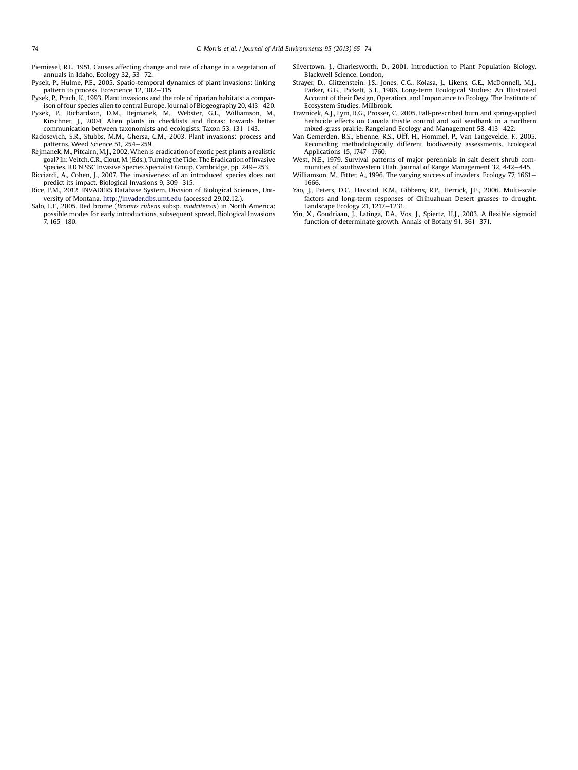Piemiesel, R.L., 1951. Causes affecting change and rate of change in a vegetation of annuals in Idaho. Ecology 32, 53–72.

Pysek, P., Hulme, P.E., 2005. Spatio-temporal dynamics of plant invasions: linking pattern to process. Ecoscience 12, 302–315.

Pysek, P., Prach, K., 1993. Plant invasions and the role of riparian habitats: a comparison of four species alien to central Europe. Journal of Biogeography 20, 413–420.

Pysek, P., Richardson, D.M., Rejmanek, M., Webster, G.L., Williamson, M., Kirschner, J., 2004. Alien plants in checklists and floras: towards better communication between taxonomists and ecologists. Taxon 53, 131–143.

Radosevich, S.R., Stubbs, M.M., Ghersa, C.M., 2003. Plant invasions: process and patterns. Weed Science 51, 254–259.

Rejmanek, M., Pitcairn, M.J., 2002. When is eradication of exotic pest plants a realistic goal? In: Veitch, C.R., Clout, M. (Eds.), Turning the Tide: The Eradication of Invasive Species. IUCN SSC Invasive Species Specialist Group, Cambridge, pp. 249–253.

Ricciardi, A., Cohen, J., 2007. The invasiveness of an introduced species does not predict its impact. Biological Invasions 9, 309–315.

Rice, P.M., 2012. INVADERS Database System. Division of Biological Sciences, University of Montana. http://invader.dbs.umt.edu (accessed 29.02.12.).

Salo, L.F., 2005. Red brome (*Bromus rubens* subsp. *madritensis*) in North America: possible modes for early introductions, subsequent spread. Biological Invasions 7, 165–180.

Silvertown, J., Charlesworth, D., 2001. Introduction to Plant Population Biology. Blackwell Science, London.

Strayer, D., Glitzenstein, J.S., Jones, C.G., Kolasa, J., Likens, G.E., McDonnell, M.J., Parker, G.G., Pickett, S.T., 1986. Long-term Ecological Studies: An Illustrated Account of their Design, Operation, and Importance to Ecology. The Institute of Ecosystem Studies, Millbrook.

Travnicek, A.J., Lym, R.G., Prosser, C., 2005. Fall-prescribed burn and spring-applied herbicide effects on Canada thistle control and soil seedbank in a northern mixed-grass prairie. Rangeland Ecology and Management 58, 413–422.

Van Gemerden, B.S., Etienne, R.S., Olff, H., Hommel, P., Van Langevelde, F., 2005. Reconciling methodologically different biodiversity assessments. Ecological Applications 15, 1747–1760.

West, N.E., 1979. Survival patterns of major perennials in salt desert shrub communities of southwestern Utah. Journal of Range Management 32, 442–445.

Williamson, M., Fitter, A., 1996. The varying success of invaders. Ecology 77, 1661–1666.

Yao, J., Peters, D.C., Havstad, K.M., Gibbens, R.P., Herrick, J.E., 2006. Multi-scale factors and long-term responses of Chihuahuan Desert grasses to drought. Landscape Ecology 21, 1217–1231.

Yin, X., Goudriaan, J., Latinga, E.A., Vos, J., Spiertz, H.J., 2003. A flexible sigmoid function of determinate growth. Annals of Botany 91, 361–371.